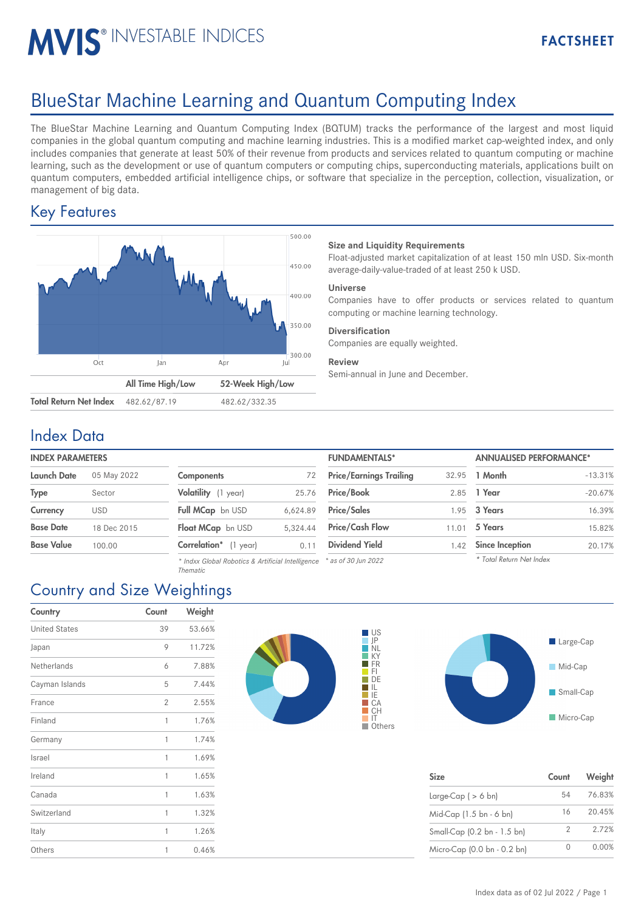MVIS® INVESTABLE INDICES

FACTSHEET

# BlueStar Machine Learning and Quantum Computing Index

The BlueStar Machine Learning and Quantum Computing Index (BQTUM) tracks the performance of the largest and most liquid companies in the global quantum computing and machine learning industries. This is a modified market cap-weighted index, and only includes companies that generate at least 50% of their revenue from products and services related to quantum computing or machine learning, such as the development or use of quantum computers or computing chips, superconducting materials, applications built on quantum computers, embedded artificial intelligence chips, or software that specialize in the perception, collection, visualization, or management of big data.

## Key Features

| | All Time High/Low | 52-Week High/Low |
|---|---|---|
| Total Return Net Index | 482.62/87.19 | 482.62/332.35 |

**Size and Liquidity Requirements**
Float-adjusted market capitalization of at least 150 mln USD. Six-month average-daily-value-traded of at least 250 k USD.

**Universe**
Companies have to offer products or services related to quantum computing or machine learning technology.

**Diversification**
Companies are equally weighted.

**Review**
Semi-annual in June and December.

## Index Data

**INDEX PARAMETERS**

| | |
|---|---|
| Launch Date | 05 May 2022 |
| Type | Sector |
| Currency | USD |
| Base Date | 18 Dec 2015 |
| Base Value | 100.00 |

| | |
|---|---|
| Components | 72 |
| Volatility (1 year) | 25.76 |
| Full MCap bn USD | 6,624.89 |
| Float MCap bn USD | 5,324.44 |
| Correlation* (1 year) | 0.11 |

*\* Indxx Global Robotics & Artificial Intelligence Thematic*

**FUNDAMENTALS***

| | |
|---|---|
| Price/Earnings Trailing | 32.95 |
| Price/Book | 2.85 |
| Price/Sales | 1.95 |
| Price/Cash Flow | 11.01 |
| Dividend Yield | 1.42 |

*\* as of 30 Jun 2022*

**ANNUALISED PERFORMANCE***

| | |
|---|---|
| 1 Month | -13.31% |
| 1 Year | -20.67% |
| 3 Years | 16.39% |
| 5 Years | 15.82% |
| Since Inception | 20.17% |

*\* Total Return Net Index*

## Country and Size Weightings

| Country | Count | Weight |
|---|---|---|
| United States | 39 | 53.66% |
| Japan | 9 | 11.72% |
| Netherlands | 6 | 7.88% |
| Cayman Islands | 5 | 7.44% |
| France | 2 | 2.55% |
| Finland | 1 | 1.76% |
| Germany | 1 | 1.74% |
| Israel | 1 | 1.69% |
| Ireland | 1 | 1.65% |
| Canada | 1 | 1.63% |
| Switzerland | 1 | 1.32% |
| Italy | 1 | 1.26% |
| Others | 1 | 0.46% |

| Size | Count | Weight |
|---|---|---|
| Large-Cap ( > 6 bn) | 54 | 76.83% |
| Mid-Cap (1.5 bn - 6 bn) | 16 | 20.45% |
| Small-Cap (0.2 bn - 1.5 bn) | 2 | 2.72% |
| Micro-Cap (0.0 bn - 0.2 bn) | 0 | 0.00% |

Index data as of 02 Jul 2022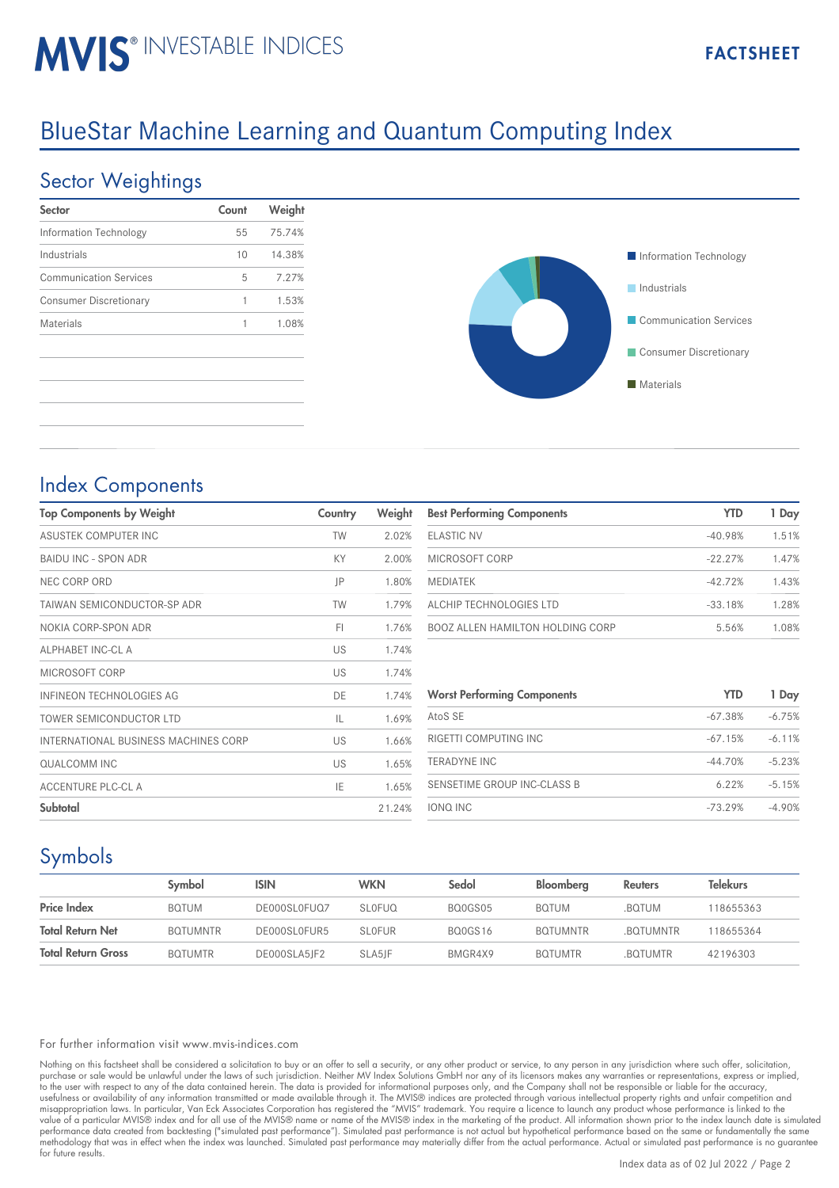# BlueStar Machine Learning and Quantum Computing Index

## Sector Weightings

| Sector | Count | Weight |
|---|---|---|
| Information Technology | 55 | 75.74% |
| Industrials | 10 | 14.38% |
| Communication Services | 5 | 7.27% |
| Consumer Discretionary | 1 | 1.53% |
| Materials | 1 | 1.08% |

Information Technology
Industrials
Communication Services
Consumer Discretionary
Materials

## Index Components

| Top Components by Weight | Country | Weight |
|---|---|---|
| ASUSTEK COMPUTER INC | TW | 2.02% |
| BAIDU INC - SPON ADR | KY | 2.00% |
| NEC CORP ORD | JP | 1.80% |
| TAIWAN SEMICONDUCTOR-SP ADR | TW | 1.79% |
| NOKIA CORP-SPON ADR | FI | 1.76% |
| ALPHABET INC-CL A | US | 1.74% |
| MICROSOFT CORP | US | 1.74% |
| INFINEON TECHNOLOGIES AG | DE | 1.74% |
| TOWER SEMICONDUCTOR LTD | IL | 1.69% |
| INTERNATIONAL BUSINESS MACHINES CORP | US | 1.66% |
| QUALCOMM INC | US | 1.65% |
| ACCENTURE PLC-CL A | IE | 1.65% |
| **Subtotal** | | 21.24% |

| Best Performing Components | YTD | 1 Day |
|---|---|---|
| ELASTIC NV | -40.98% | 1.51% |
| MICROSOFT CORP | -22.27% | 1.47% |
| MEDIATEK | -42.72% | 1.43% |
| ALCHIP TECHNOLOGIES LTD | -33.18% | 1.28% |
| BOOZ ALLEN HAMILTON HOLDING CORP | 5.56% | 1.08% |

| Worst Performing Components | YTD | 1 Day |
|---|---|---|
| AtoS SE | -67.38% | -6.75% |
| RIGETTI COMPUTING INC | -67.15% | -6.11% |
| TERADYNE INC | -44.70% | -5.23% |
| SENSETIME GROUP INC-CLASS B | 6.22% | -5.15% |
| IONQ INC | -73.29% | -4.90% |

## Symbols

| | Symbol | ISIN | WKN | Sedol | Bloomberg | Reuters | Telekurs |
|---|---|---|---|---|---|---|---|
| **Price Index** | BQTUM | DE000SL0FUQ7 | SL0FUQ | BQ0GS05 | BQTUM | .BQTUM | 118655363 |
| **Total Return Net** | BQTUMNTR | DE000SL0FUR5 | SL0FUR | BQ0GS16 | BQTUMNTR | .BQTUMNTR | 118655364 |
| **Total Return Gross** | BQTUMTR | DE000SLA5JF2 | SLA5JF | BMGR4X9 | BQTUMTR | .BQTUMTR | 42196303 |

For further information visit www.mvis-indices.com

Nothing on this factsheet shall be considered a solicitation to buy or an offer to sell a security, or any other product or service, to any person in any jurisdiction where such offer, solicitation, purchase or sale would be unlawful under the laws of such jurisdiction. Neither MV Index Solutions GmbH nor any of its licensors makes any warranties or representations, express or implied, to the user with respect to any of the data contained herein. The data is provided for informational purposes only, and the Company shall not be responsible or liable for the accuracy, usefulness or availability of any information transmitted or made available through it. The MVIS® indices are protected through various intellectual property rights and unfair competition and misappropriation laws. In particular, Van Eck Associates Corporation has registered the "MVIS" trademark. You require a licence to launch any product whose performance is linked to the value of a particular MVIS® index and for all use of the MVIS® name or name of the MVIS® index in the marketing of the product. All information shown prior to the index launch date is simulated performance data created from backtesting ("simulated past performance"). Simulated past performance is not actual but hypothetical performance based on the same or fundamentally the same methodology that was in effect when the index was launched. Simulated past performance may materially differ from the actual performance. Actual or simulated past performance is no guarantee for future results.

Index data as of 02 Jul 2022